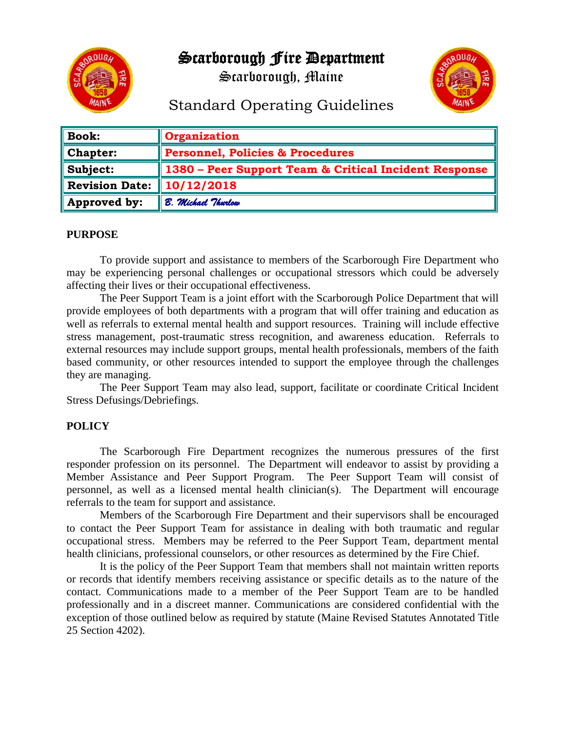# Scarborough Fire Department

Scarborough, Maine

## Standard Operating Guidelines

| | |
|---|---|
| **Book:** | **Organization** |
| **Chapter:** | **Personnel, Policies & Procedures** |
| **Subject:** | **1380 – Peer Support Team & Critical Incident Response** |
| **Revision Date:** | **10/12/2018** |
| **Approved by:** | *B. Michael Thurlow* |

**PURPOSE**

To provide support and assistance to members of the Scarborough Fire Department who may be experiencing personal challenges or occupational stressors which could be adversely affecting their lives or their occupational effectiveness.

The Peer Support Team is a joint effort with the Scarborough Police Department that will provide employees of both departments with a program that will offer training and education as well as referrals to external mental health and support resources. Training will include effective stress management, post-traumatic stress recognition, and awareness education. Referrals to external resources may include support groups, mental health professionals, members of the faith based community, or other resources intended to support the employee through the challenges they are managing.

The Peer Support Team may also lead, support, facilitate or coordinate Critical Incident Stress Defusings/Debriefings.

**POLICY**

The Scarborough Fire Department recognizes the numerous pressures of the first responder profession on its personnel. The Department will endeavor to assist by providing a Member Assistance and Peer Support Program. The Peer Support Team will consist of personnel, as well as a licensed mental health clinician(s). The Department will encourage referrals to the team for support and assistance.

Members of the Scarborough Fire Department and their supervisors shall be encouraged to contact the Peer Support Team for assistance in dealing with both traumatic and regular occupational stress. Members may be referred to the Peer Support Team, department mental health clinicians, professional counselors, or other resources as determined by the Fire Chief.

It is the policy of the Peer Support Team that members shall not maintain written reports or records that identify members receiving assistance or specific details as to the nature of the contact. Communications made to a member of the Peer Support Team are to be handled professionally and in a discreet manner. Communications are considered confidential with the exception of those outlined below as required by statute (Maine Revised Statutes Annotated Title 25 Section 4202).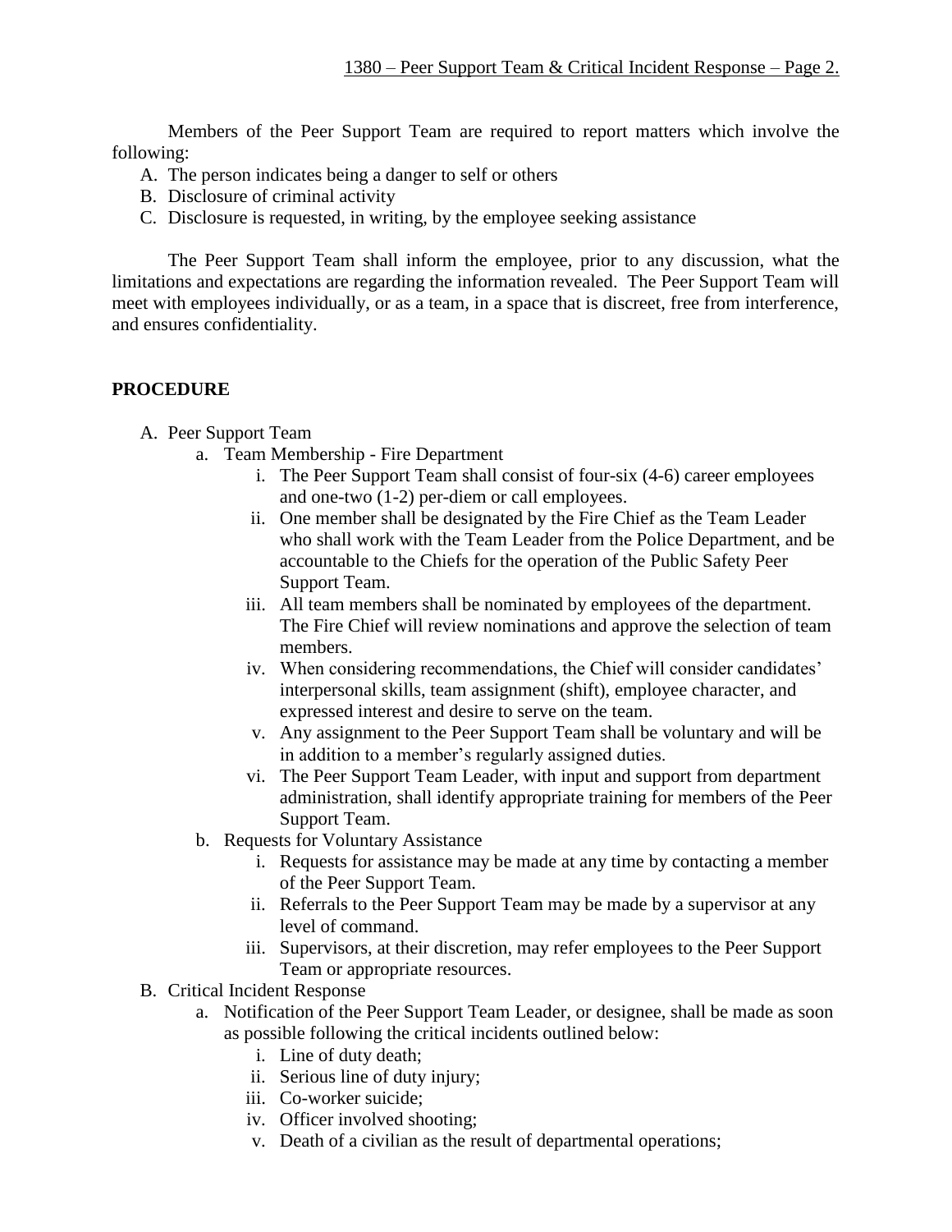Members of the Peer Support Team are required to report matters which involve the following:

A. The person indicates being a danger to self or others
B. Disclosure of criminal activity
C. Disclosure is requested, in writing, by the employee seeking assistance

The Peer Support Team shall inform the employee, prior to any discussion, what the limitations and expectations are regarding the information revealed. The Peer Support Team will meet with employees individually, or as a team, in a space that is discreet, free from interference, and ensures confidentiality.

## PROCEDURE

A. Peer Support Team
   a. Team Membership - Fire Department
      i. The Peer Support Team shall consist of four-six (4-6) career employees and one-two (1-2) per-diem or call employees.
      ii. One member shall be designated by the Fire Chief as the Team Leader who shall work with the Team Leader from the Police Department, and be accountable to the Chiefs for the operation of the Public Safety Peer Support Team.
      iii. All team members shall be nominated by employees of the department. The Fire Chief will review nominations and approve the selection of team members.
      iv. When considering recommendations, the Chief will consider candidates' interpersonal skills, team assignment (shift), employee character, and expressed interest and desire to serve on the team.
      v. Any assignment to the Peer Support Team shall be voluntary and will be in addition to a member's regularly assigned duties.
      vi. The Peer Support Team Leader, with input and support from department administration, shall identify appropriate training for members of the Peer Support Team.
   b. Requests for Voluntary Assistance
      i. Requests for assistance may be made at any time by contacting a member of the Peer Support Team.
      ii. Referrals to the Peer Support Team may be made by a supervisor at any level of command.
      iii. Supervisors, at their discretion, may refer employees to the Peer Support Team or appropriate resources.

B. Critical Incident Response
   a. Notification of the Peer Support Team Leader, or designee, shall be made as soon as possible following the critical incidents outlined below:
      i. Line of duty death;
      ii. Serious line of duty injury;
      iii. Co-worker suicide;
      iv. Officer involved shooting;
      v. Death of a civilian as the result of departmental operations;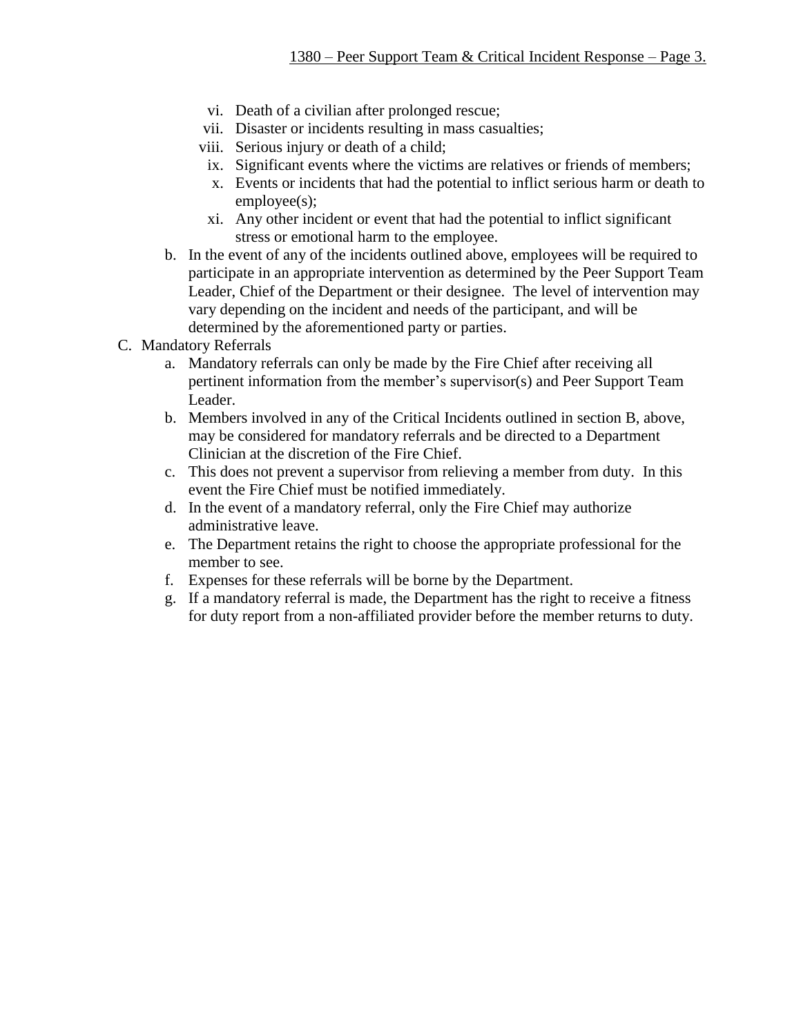vi. Death of a civilian after prolonged rescue;
vii. Disaster or incidents resulting in mass casualties;
viii. Serious injury or death of a child;
ix. Significant events where the victims are relatives or friends of members;
x. Events or incidents that had the potential to inflict serious harm or death to employee(s);
xi. Any other incident or event that had the potential to inflict significant stress or emotional harm to the employee.

b. In the event of any of the incidents outlined above, employees will be required to participate in an appropriate intervention as determined by the Peer Support Team Leader, Chief of the Department or their designee. The level of intervention may vary depending on the incident and needs of the participant, and will be determined by the aforementioned party or parties.

C. Mandatory Referrals

a. Mandatory referrals can only be made by the Fire Chief after receiving all pertinent information from the member's supervisor(s) and Peer Support Team Leader.
b. Members involved in any of the Critical Incidents outlined in section B, above, may be considered for mandatory referrals and be directed to a Department Clinician at the discretion of the Fire Chief.
c. This does not prevent a supervisor from relieving a member from duty. In this event the Fire Chief must be notified immediately.
d. In the event of a mandatory referral, only the Fire Chief may authorize administrative leave.
e. The Department retains the right to choose the appropriate professional for the member to see.
f. Expenses for these referrals will be borne by the Department.
g. If a mandatory referral is made, the Department has the right to receive a fitness for duty report from a non-affiliated provider before the member returns to duty.